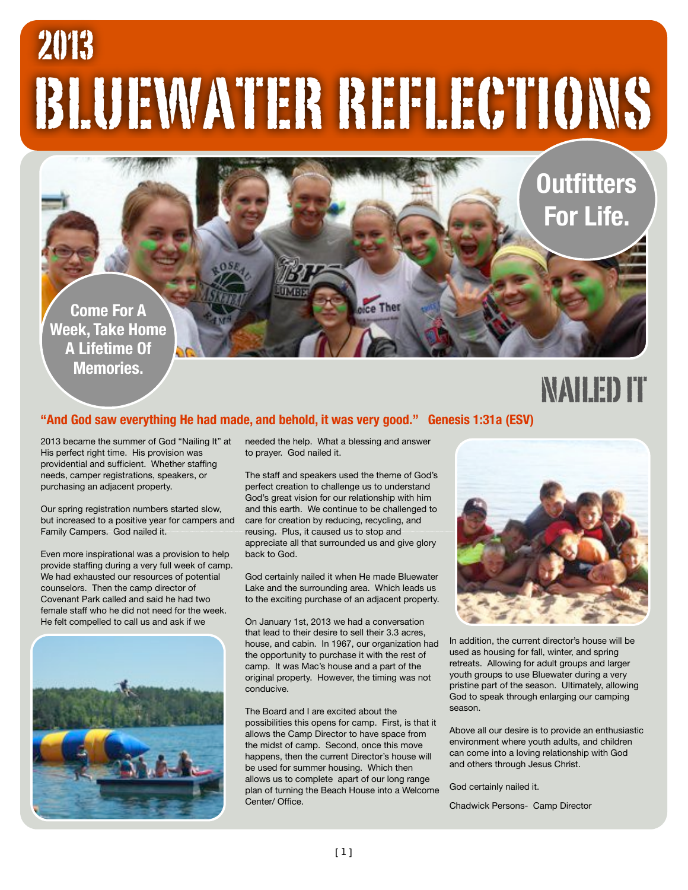# 2013 BLUEWATER REFLECTIONS

**Outfitters For Life.**

**Come For A Week, Take Home A Lifetime Of Memories.**

## NAILED IT

**"And God saw everything He had made, and behold, it was very good." Genesis 1:31a (ESV)**

2013 became the summer of God "Nailing It" at His perfect right time. His provision was providential and sufficient. Whether staffing needs, camper registrations, speakers, or purchasing an adjacent property.

Our spring registration numbers started slow, but increased to a positive year for campers and Family Campers. God nailed it.

Even more inspirational was a provision to help provide staffing during a very full week of camp. We had exhausted our resources of potential counselors. Then the camp director of Covenant Park called and said he had two female staff who he did not need for the week. He felt compelled to call us and ask if we needed the help. What a blessing and answer to prayer. God nailed it.

The staff and speakers used the theme of God's perfect creation to challenge us to understand God's great vision for our relationship with him and this earth. We continue to be challenged to care for creation by reducing, recycling, and reusing. Plus, it caused us to stop and appreciate all that surrounded us and give glory back to God.

God certainly nailed it when He made Bluewater Lake and the surrounding area. Which leads us to the exciting purchase of an adjacent property.

On January 1st, 2013 we had a conversation that lead to their desire to sell their 3.3 acres, house, and cabin. In 1967, our organization had the opportunity to purchase it with the rest of camp. It was Mac's house and a part of the original property. However, the timing was not conducive.

The Board and I are excited about the possibilities this opens for camp. First, is that it allows the Camp Director to have space from the midst of camp. Second, once this move happens, then the current Director's house will be used for summer housing. Which then allows us to complete apart of our long range plan of turning the Beach House into a Welcome Center/ Office.

In addition, the current director's house will be used as housing for fall, winter, and spring retreats. Allowing for adult groups and larger youth groups to use Bluewater during a very pristine part of the season. Ultimately, allowing God to speak through enlarging our camping season.

Above all our desire is to provide an enthusiastic environment where youth adults, and children can come into a loving relationship with God and others through Jesus Christ.

God certainly nailed it.

Chadwick Persons- Camp Director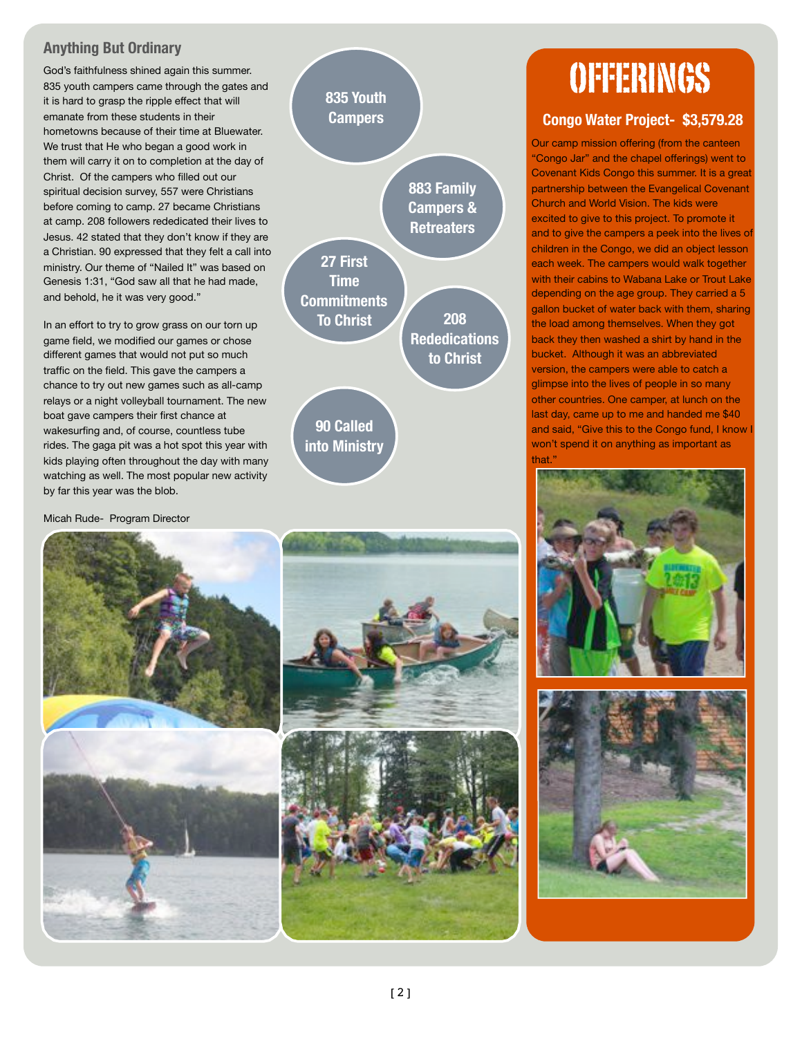## Anything But Ordinary

God's faithfulness shined again this summer. 835 youth campers came through the gates and it is hard to grasp the ripple effect that will emanate from these students in their hometowns because of their time at Bluewater. We trust that He who began a good work in them will carry it on to completion at the day of Christ. Of the campers who filled out our spiritual decision survey, 557 were Christians before coming to camp. 27 became Christians at camp. 208 followers rededicated their lives to Jesus. 42 stated that they don't know if they are a Christian. 90 expressed that they felt a call into ministry. Our theme of "Nailed It" was based on Genesis 1:31, "God saw all that he had made, and behold, he it was very good."

In an effort to try to grow grass on our torn up game field, we modified our games or chose different games that would not put so much traffic on the field. This gave the campers a chance to try out new games such as all-camp relays or a night volleyball tournament. The new boat gave campers their first chance at wakesurfing and, of course, countless tube rides. The gaga pit was a hot spot this year with kids playing often throughout the day with many watching as well. The most popular new activity by far this year was the blob.

Micah Rude- Program Director

**835 Youth Campers**

**883 Family Campers & Retreaters**

**27 First Time Commitments To Christ**

**208 Rededications to Christ**

**90 Called into Ministry**

# OFFERINGS

### Congo Water Project- $3,579.28

Our camp mission offering (from the canteen "Congo Jar" and the chapel offerings) went to Covenant Kids Congo this summer. It is a great partnership between the Evangelical Covenant Church and World Vision. The kids were excited to give to this project. To promote it and to give the campers a peek into the lives of children in the Congo, we did an object lesson each week. The campers would walk together with their cabins to Wabana Lake or Trout Lake depending on the age group. They carried a 5 gallon bucket of water back with them, sharing the load among themselves. When they got back they then washed a shirt by hand in the bucket. Although it was an abbreviated version, the campers were able to catch a glimpse into the lives of people in so many other countries. One camper, at lunch on the last day, came up to me and handed me $40 and said, "Give this to the Congo fund, I know I won't spend it on anything as important as that."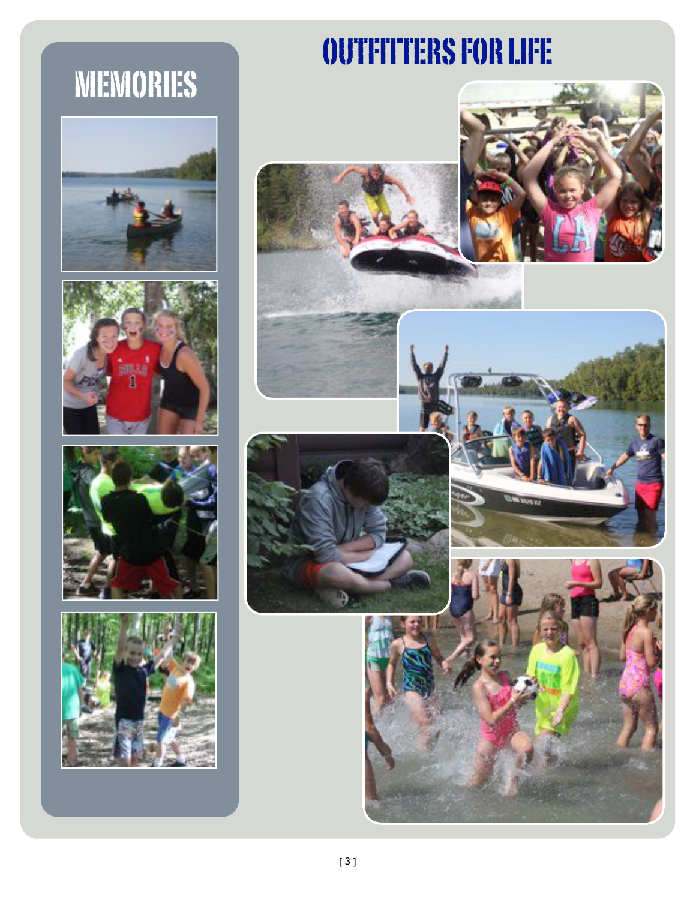# OUTFITTERS FOR LIFE

## MEMORIES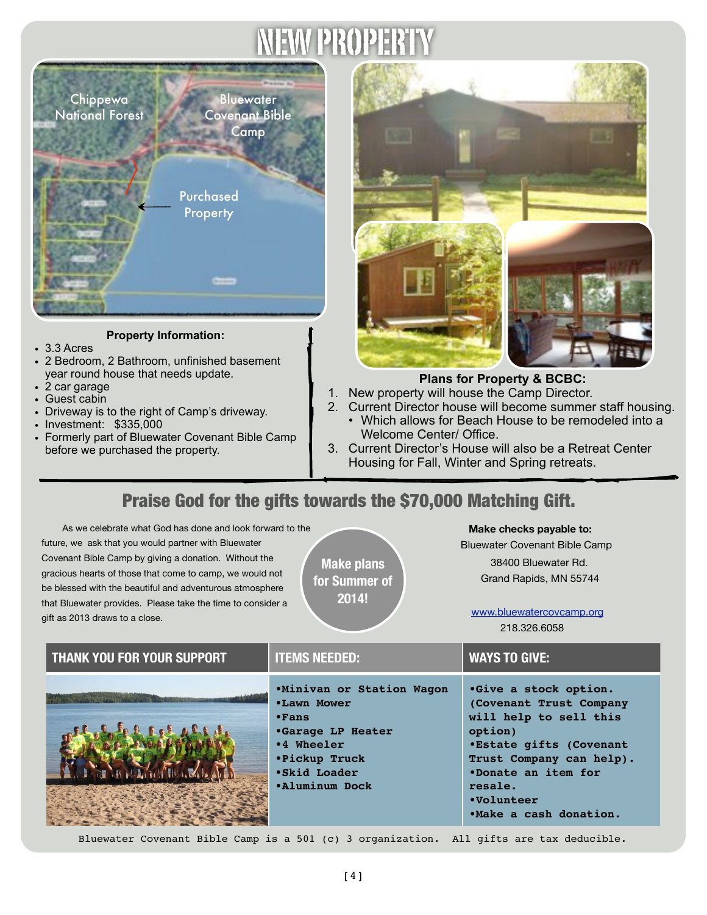# NEW PROPERTY

Chippewa National Forest

Bluewater Covenant Bible Camp

Purchased Property

**Property Information:**

- 3.3 Acres
- 2 Bedroom, 2 Bathroom, unfinished basement year round house that needs update.
- 2 car garage
- Guest cabin
- Driveway is to the right of Camp's driveway.
- Investment: $335,000
- Formerly part of Bluewater Covenant Bible Camp before we purchased the property.

**Plans for Property & BCBC:**

1. New property will house the Camp Director.
2. Current Director house will become summer staff housing.
   - Which allows for Beach House to be remodeled into a Welcome Center/ Office.
3. Current Director's House will also be a Retreat Center Housing for Fall, Winter and Spring retreats.

## Praise God for the gifts towards the $70,000 Matching Gift.

As we celebrate what God has done and look forward to the future, we ask that you would partner with Bluewater Covenant Bible Camp by giving a donation. Without the gracious hearts of those that come to camp, we would not be blessed with the beautiful and adventurous atmosphere that Bluewater provides. Please take the time to consider a gift as 2013 draws to a close.

**Make plans for Summer of 2014!**

**Make checks payable to:**
Bluewater Covenant Bible Camp
38400 Bluewater Rd.
Grand Rapids, MN 55744

www.bluewatercovcamp.org
218.326.6058

| THANK YOU FOR YOUR SUPPORT | ITEMS NEEDED: | WAYS TO GIVE: |
|---|---|---|
| | •Minivan or Station Wagon<br>•Lawn Mower<br>•Fans<br>•Garage LP Heater<br>•4 Wheeler<br>•Pickup Truck<br>•Skid Loader<br>•Aluminum Dock | •Give a stock option. (Covenant Trust Company will help to sell this option)<br>•Estate gifts (Covenant Trust Company can help).<br>•Donate an item for resale.<br>•Volunteer<br>•Make a cash donation. |

Bluewater Covenant Bible Camp is a 501 (c) 3 organization. All gifts are tax deductible.